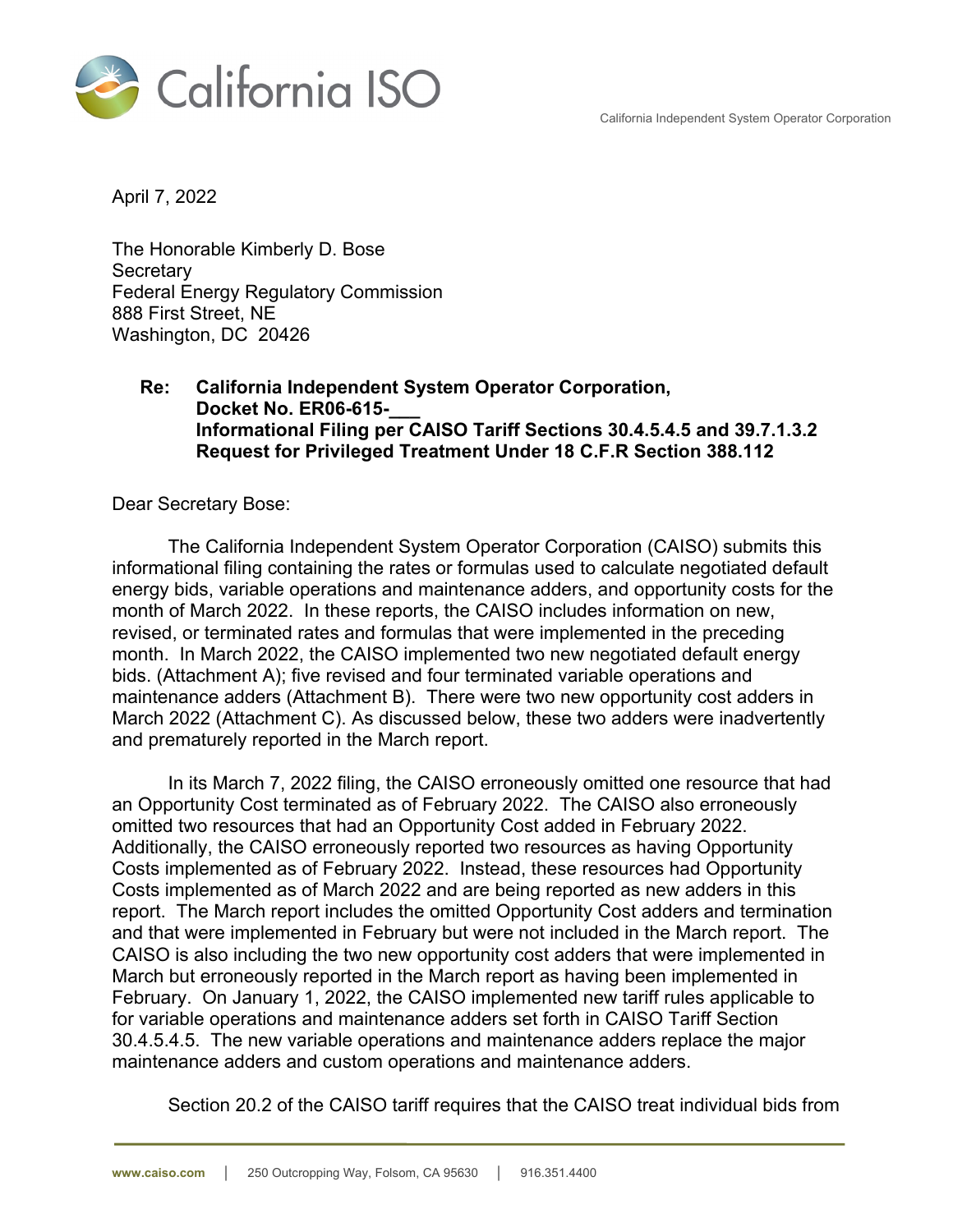California ISO

California Independent System Operator Corporation

April 7, 2022

The Honorable Kimberly D. Bose
Secretary
Federal Energy Regulatory Commission
888 First Street, NE
Washington, DC 20426

**Re: California Independent System Operator Corporation, Docket No. ER06-615-___ Informational Filing per CAISO Tariff Sections 30.4.5.4.5 and 39.7.1.3.2 Request for Privileged Treatment Under 18 C.F.R Section 388.112**

Dear Secretary Bose:

The California Independent System Operator Corporation (CAISO) submits this informational filing containing the rates or formulas used to calculate negotiated default energy bids, variable operations and maintenance adders, and opportunity costs for the month of March 2022. In these reports, the CAISO includes information on new, revised, or terminated rates and formulas that were implemented in the preceding month. In March 2022, the CAISO implemented two new negotiated default energy bids. (Attachment A); five revised and four terminated variable operations and maintenance adders (Attachment B). There were two new opportunity cost adders in March 2022 (Attachment C). As discussed below, these two adders were inadvertently and prematurely reported in the March report.

In its March 7, 2022 filing, the CAISO erroneously omitted one resource that had an Opportunity Cost terminated as of February 2022. The CAISO also erroneously omitted two resources that had an Opportunity Cost added in February 2022. Additionally, the CAISO erroneously reported two resources as having Opportunity Costs implemented as of February 2022. Instead, these resources had Opportunity Costs implemented as of March 2022 and are being reported as new adders in this report. The March report includes the omitted Opportunity Cost adders and termination and that were implemented in February but were not included in the March report. The CAISO is also including the two new opportunity cost adders that were implemented in March but erroneously reported in the March report as having been implemented in February. On January 1, 2022, the CAISO implemented new tariff rules applicable to for variable operations and maintenance adders set forth in CAISO Tariff Section 30.4.5.4.5. The new variable operations and maintenance adders replace the major maintenance adders and custom operations and maintenance adders.

Section 20.2 of the CAISO tariff requires that the CAISO treat individual bids from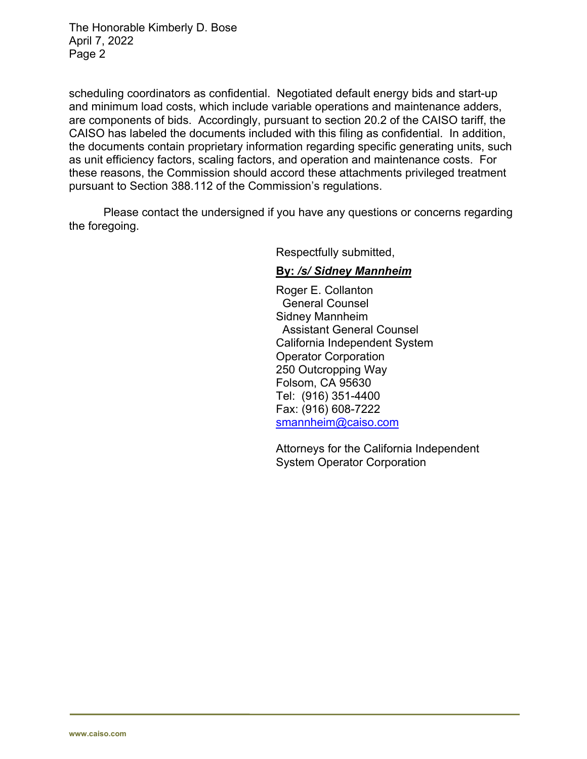scheduling coordinators as confidential. Negotiated default energy bids and start-up and minimum load costs, which include variable operations and maintenance adders, are components of bids. Accordingly, pursuant to section 20.2 of the CAISO tariff, the CAISO has labeled the documents included with this filing as confidential. In addition, the documents contain proprietary information regarding specific generating units, such as unit efficiency factors, scaling factors, and operation and maintenance costs. For these reasons, the Commission should accord these attachments privileged treatment pursuant to Section 388.112 of the Commission's regulations.

Please contact the undersigned if you have any questions or concerns regarding the foregoing.

Respectfully submitted,

**By: *<u>/s/ Sidney Mannheim</u>***

Roger E. Collanton
General Counsel
Sidney Mannheim
Assistant General Counsel
California Independent System
Operator Corporation
250 Outcropping Way
Folsom, CA 95630
Tel: (916) 351-4400
Fax: (916) 608-7222
smannheim@caiso.com

Attorneys for the California Independent System Operator Corporation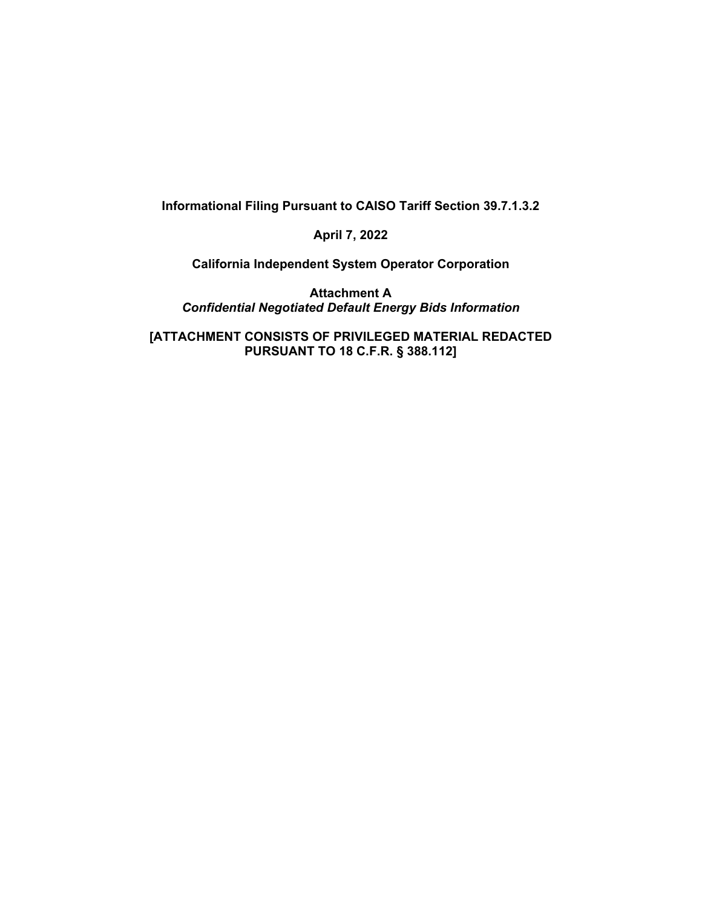**Informational Filing Pursuant to CAISO Tariff Section 39.7.1.3.2**

**April 7, 2022**

**California Independent System Operator Corporation**

**Attachment A**
***Confidential Negotiated Default Energy Bids Information***

**[ATTACHMENT CONSISTS OF PRIVILEGED MATERIAL REDACTED PURSUANT TO 18 C.F.R. § 388.112]**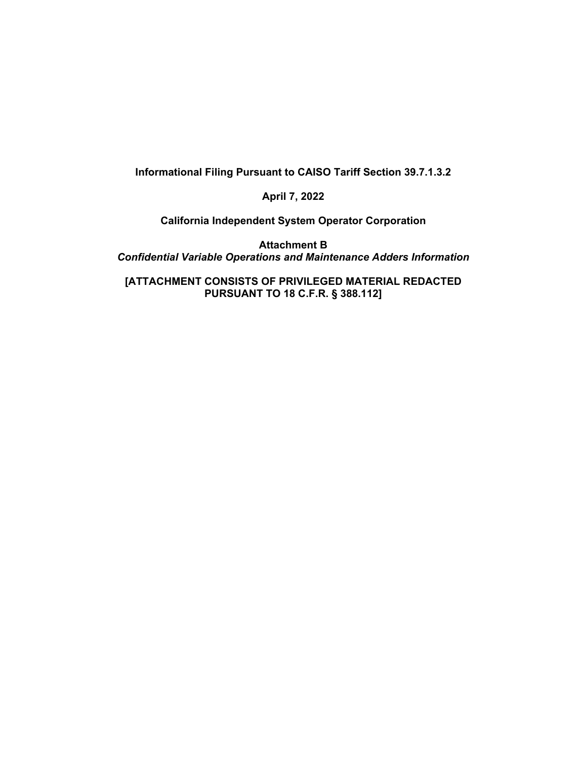**Informational Filing Pursuant to CAISO Tariff Section 39.7.1.3.2**

**April 7, 2022**

**California Independent System Operator Corporation**

**Attachment B**
***Confidential Variable Operations and Maintenance Adders Information***

**[ATTACHMENT CONSISTS OF PRIVILEGED MATERIAL REDACTED PURSUANT TO 18 C.F.R. § 388.112]**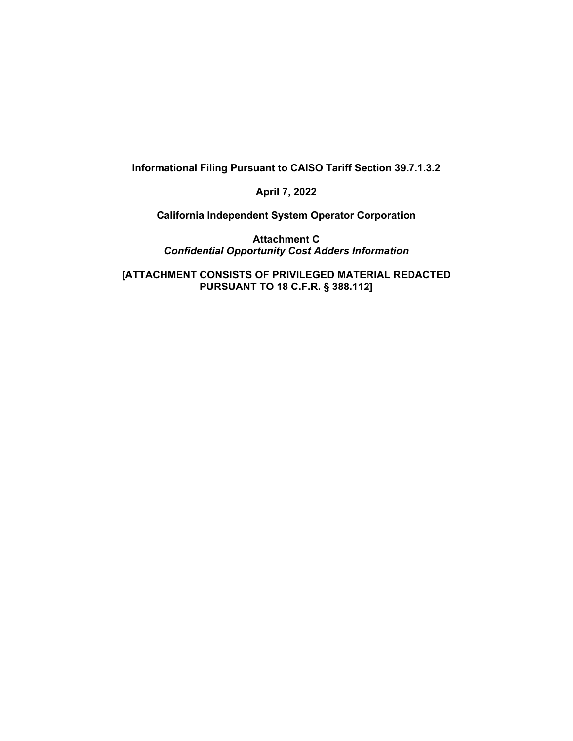**Informational Filing Pursuant to CAISO Tariff Section 39.7.1.3.2**

**April 7, 2022**

**California Independent System Operator Corporation**

**Attachment C**
***Confidential Opportunity Cost Adders Information***

**[ATTACHMENT CONSISTS OF PRIVILEGED MATERIAL REDACTED PURSUANT TO 18 C.F.R. § 388.112]**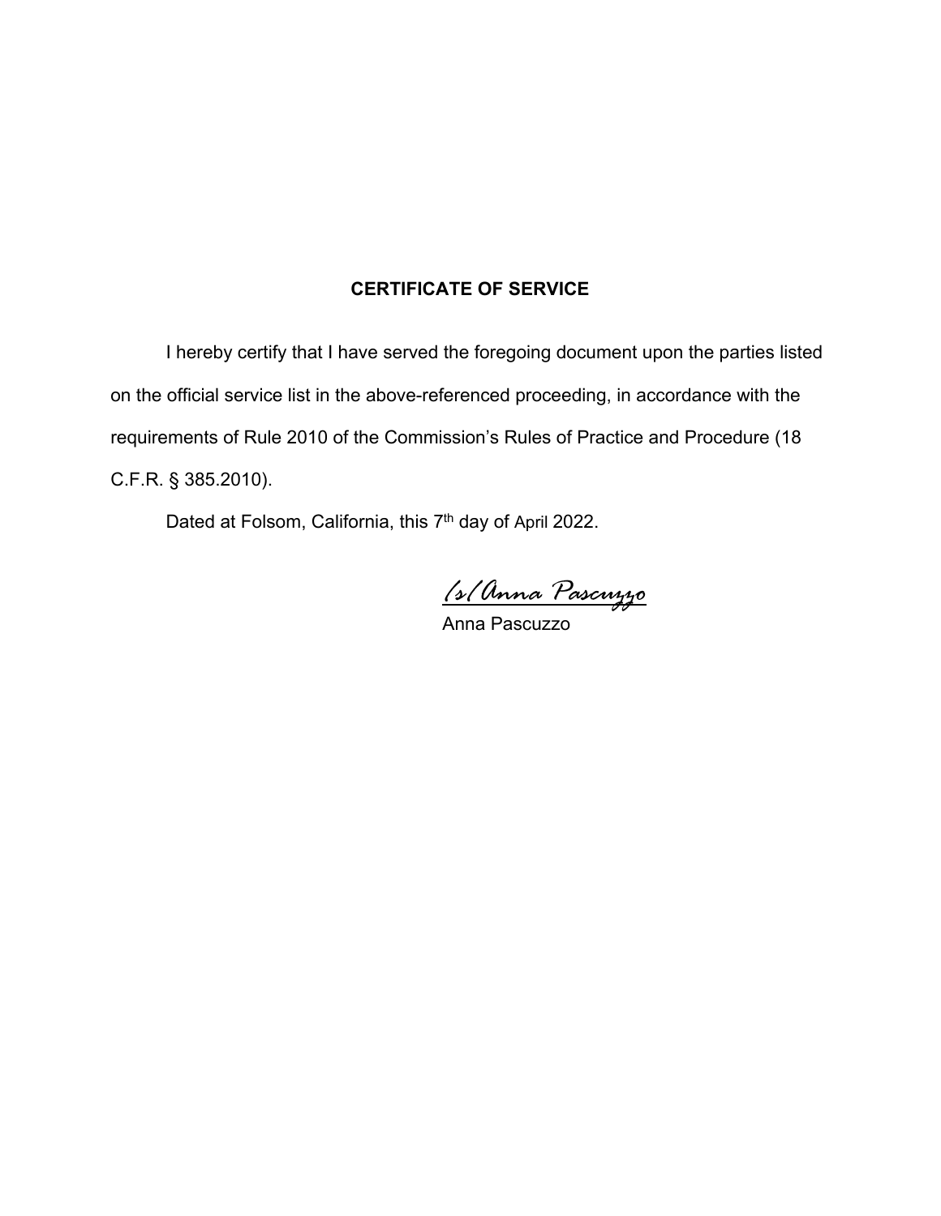## CERTIFICATE OF SERVICE

I hereby certify that I have served the foregoing document upon the parties listed on the official service list in the above-referenced proceeding, in accordance with the requirements of Rule 2010 of the Commission's Rules of Practice and Procedure (18 C.F.R. § 385.2010).

Dated at Folsom, California, this 7th day of April 2022.

/s/ Anna Pascuzzo

Anna Pascuzzo